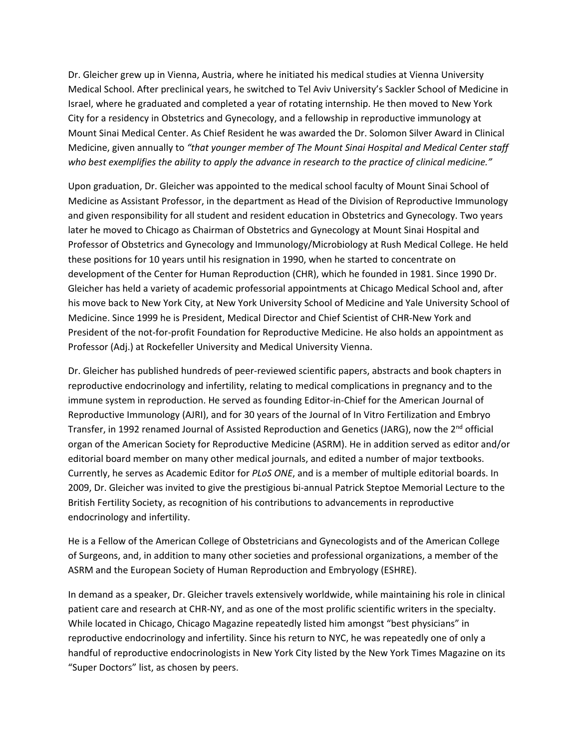Dr. Gleicher grew up in Vienna, Austria, where he initiated his medical studies at Vienna University Medical School. After preclinical years, he switched to Tel Aviv University's Sackler School of Medicine in Israel, where he graduated and completed a year of rotating internship. He then moved to New York City for a residency in Obstetrics and Gynecology, and a fellowship in reproductive immunology at Mount Sinai Medical Center. As Chief Resident he was awarded the Dr. Solomon Silver Award in Clinical Medicine, given annually to *"that younger member of The Mount Sinai Hospital and Medical Center staff who best exemplifies the ability to apply the advance in research to the practice of clinical medicine."*

Upon graduation, Dr. Gleicher was appointed to the medical school faculty of Mount Sinai School of Medicine as Assistant Professor, in the department as Head of the Division of Reproductive Immunology and given responsibility for all student and resident education in Obstetrics and Gynecology. Two years later he moved to Chicago as Chairman of Obstetrics and Gynecology at Mount Sinai Hospital and Professor of Obstetrics and Gynecology and Immunology/Microbiology at Rush Medical College. He held these positions for 10 years until his resignation in 1990, when he started to concentrate on development of the Center for Human Reproduction (CHR), which he founded in 1981. Since 1990 Dr. Gleicher has held a variety of academic professorial appointments at Chicago Medical School and, after his move back to New York City, at New York University School of Medicine and Yale University School of Medicine. Since 1999 he is President, Medical Director and Chief Scientist of CHR-New York and President of the not-for-profit Foundation for Reproductive Medicine. He also holds an appointment as Professor (Adj.) at Rockefeller University and Medical University Vienna.

Dr. Gleicher has published hundreds of peer-reviewed scientific papers, abstracts and book chapters in reproductive endocrinology and infertility, relating to medical complications in pregnancy and to the immune system in reproduction. He served as founding Editor-in-Chief for the American Journal of Reproductive Immunology (AJRI), and for 30 years of the Journal of In Vitro Fertilization and Embryo Transfer, in 1992 renamed Journal of Assisted Reproduction and Genetics (JARG), now the 2nd official organ of the American Society for Reproductive Medicine (ASRM). He in addition served as editor and/or editorial board member on many other medical journals, and edited a number of major textbooks. Currently, he serves as Academic Editor for *PLoS ONE*, and is a member of multiple editorial boards. In 2009, Dr. Gleicher was invited to give the prestigious bi-annual Patrick Steptoe Memorial Lecture to the British Fertility Society, as recognition of his contributions to advancements in reproductive endocrinology and infertility.

He is a Fellow of the American College of Obstetricians and Gynecologists and of the American College of Surgeons, and, in addition to many other societies and professional organizations, a member of the ASRM and the European Society of Human Reproduction and Embryology (ESHRE).

In demand as a speaker, Dr. Gleicher travels extensively worldwide, while maintaining his role in clinical patient care and research at CHR-NY, and as one of the most prolific scientific writers in the specialty. While located in Chicago, Chicago Magazine repeatedly listed him amongst "best physicians" in reproductive endocrinology and infertility. Since his return to NYC, he was repeatedly one of only a handful of reproductive endocrinologists in New York City listed by the New York Times Magazine on its "Super Doctors" list, as chosen by peers.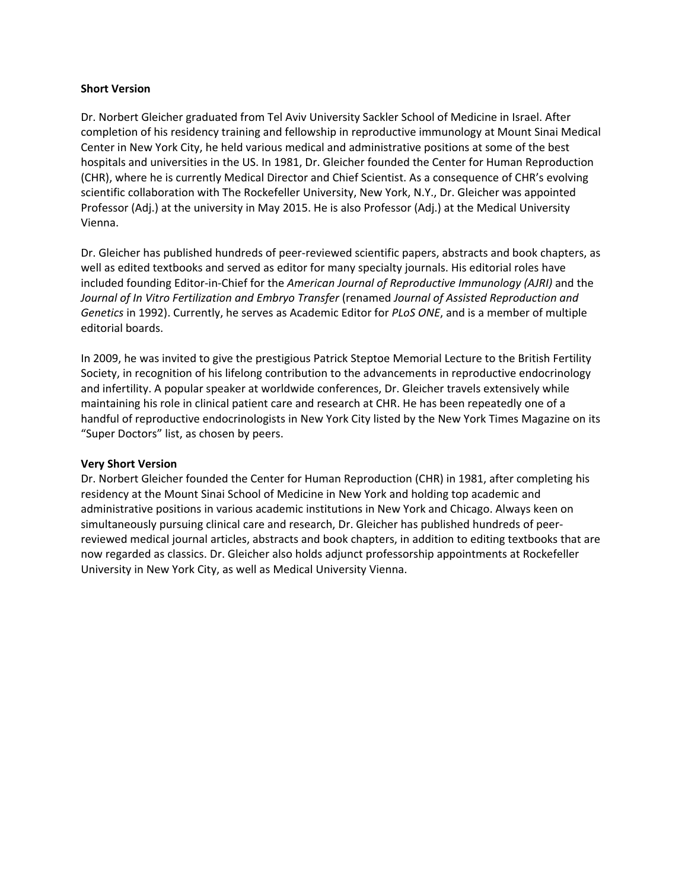**Short Version**

Dr. Norbert Gleicher graduated from Tel Aviv University Sackler School of Medicine in Israel. After completion of his residency training and fellowship in reproductive immunology at Mount Sinai Medical Center in New York City, he held various medical and administrative positions at some of the best hospitals and universities in the US. In 1981, Dr. Gleicher founded the Center for Human Reproduction (CHR), where he is currently Medical Director and Chief Scientist. As a consequence of CHR's evolving scientific collaboration with The Rockefeller University, New York, N.Y., Dr. Gleicher was appointed Professor (Adj.) at the university in May 2015. He is also Professor (Adj.) at the Medical University Vienna.

Dr. Gleicher has published hundreds of peer-reviewed scientific papers, abstracts and book chapters, as well as edited textbooks and served as editor for many specialty journals. His editorial roles have included founding Editor-in-Chief for the *American Journal of Reproductive Immunology (AJRI)* and the *Journal of In Vitro Fertilization and Embryo Transfer* (renamed *Journal of Assisted Reproduction and Genetics* in 1992). Currently, he serves as Academic Editor for *PLoS ONE*, and is a member of multiple editorial boards.

In 2009, he was invited to give the prestigious Patrick Steptoe Memorial Lecture to the British Fertility Society, in recognition of his lifelong contribution to the advancements in reproductive endocrinology and infertility. A popular speaker at worldwide conferences, Dr. Gleicher travels extensively while maintaining his role in clinical patient care and research at CHR. He has been repeatedly one of a handful of reproductive endocrinologists in New York City listed by the New York Times Magazine on its "Super Doctors" list, as chosen by peers.

**Very Short Version**

Dr. Norbert Gleicher founded the Center for Human Reproduction (CHR) in 1981, after completing his residency at the Mount Sinai School of Medicine in New York and holding top academic and administrative positions in various academic institutions in New York and Chicago. Always keen on simultaneously pursuing clinical care and research, Dr. Gleicher has published hundreds of peer-reviewed medical journal articles, abstracts and book chapters, in addition to editing textbooks that are now regarded as classics. Dr. Gleicher also holds adjunct professorship appointments at Rockefeller University in New York City, as well as Medical University Vienna.